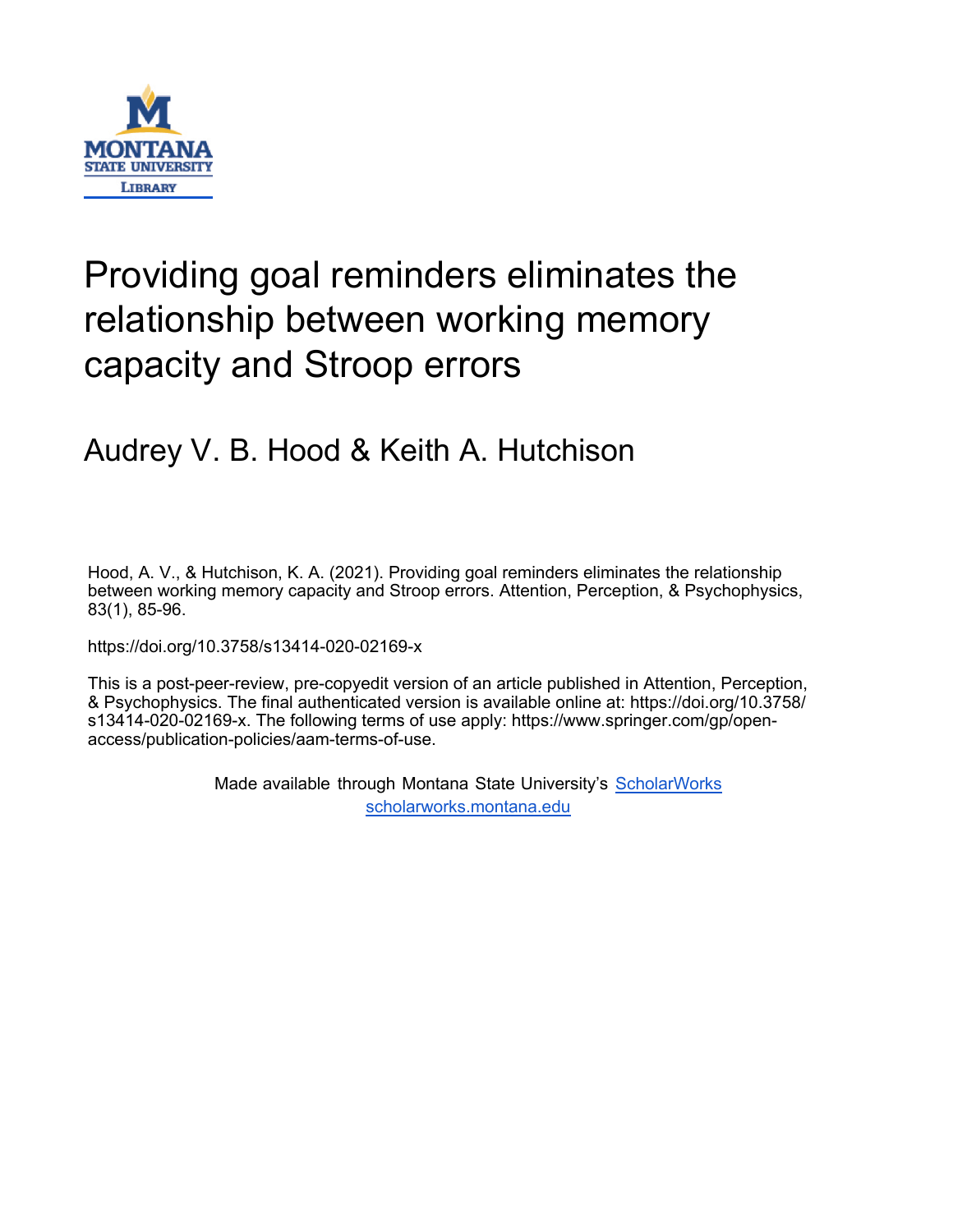# Providing goal reminders eliminates the relationship between working memory capacity and Stroop errors

Audrey V. B. Hood & Keith A. Hutchison

Hood, A. V., & Hutchison, K. A. (2021). Providing goal reminders eliminates the relationship between working memory capacity and Stroop errors. Attention, Perception, & Psychophysics, 83(1), 85-96.

https://doi.org/10.3758/s13414-020-02169-x

This is a post-peer-review, pre-copyedit version of an article published in Attention, Perception, & Psychophysics. The final authenticated version is available online at: https://doi.org/10.3758/s13414-020-02169-x. The following terms of use apply: https://www.springer.com/gp/open-access/publication-policies/aam-terms-of-use.

Made available through Montana State University's ScholarWorks
scholarworks.montana.edu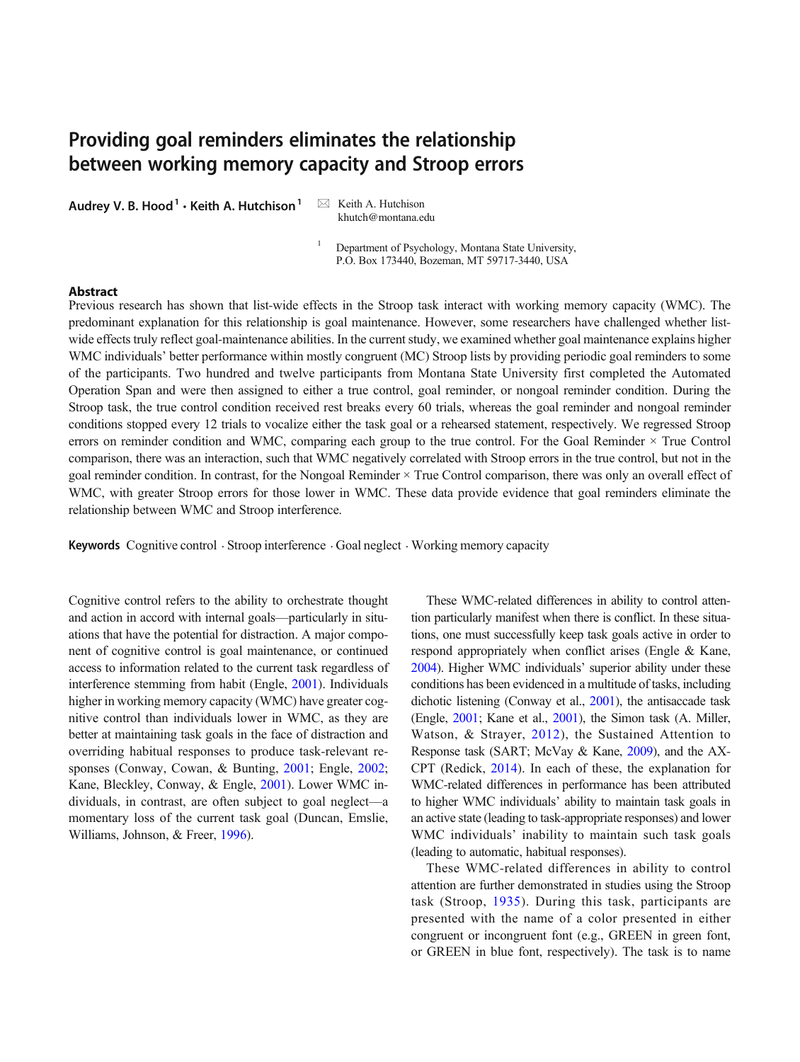# Providing goal reminders eliminates the relationship between working memory capacity and Stroop errors

**Audrey V. B. Hood**[1] **· Keith A. Hutchison**[1]

Keith A. Hutchison
khutch@montana.edu

[1] Department of Psychology, Montana State University, P.O. Box 173440, Bozeman, MT 59717-3440, USA

## Abstract

Previous research has shown that list-wide effects in the Stroop task interact with working memory capacity (WMC). The predominant explanation for this relationship is goal maintenance. However, some researchers have challenged whether list-wide effects truly reflect goal-maintenance abilities. In the current study, we examined whether goal maintenance explains higher WMC individuals' better performance within mostly congruent (MC) Stroop lists by providing periodic goal reminders to some of the participants. Two hundred and twelve participants from Montana State University first completed the Automated Operation Span and were then assigned to either a true control, goal reminder, or nongoal reminder condition. During the Stroop task, the true control condition received rest breaks every 60 trials, whereas the goal reminder and nongoal reminder conditions stopped every 12 trials to vocalize either the task goal or a rehearsed statement, respectively. We regressed Stroop errors on reminder condition and WMC, comparing each group to the true control. For the Goal Reminder × True Control comparison, there was an interaction, such that WMC negatively correlated with Stroop errors in the true control, but not in the goal reminder condition. In contrast, for the Nongoal Reminder × True Control comparison, there was only an overall effect of WMC, with greater Stroop errors for those lower in WMC. These data provide evidence that goal reminders eliminate the relationship between WMC and Stroop interference.

**Keywords** Cognitive control · Stroop interference · Goal neglect · Working memory capacity

Cognitive control refers to the ability to orchestrate thought and action in accord with internal goals—particularly in situations that have the potential for distraction. A major component of cognitive control is goal maintenance, or continued access to information related to the current task regardless of interference stemming from habit (Engle, 2001). Individuals higher in working memory capacity (WMC) have greater cognitive control than individuals lower in WMC, as they are better at maintaining task goals in the face of distraction and overriding habitual responses to produce task-relevant responses (Conway, Cowan, & Bunting, 2001; Engle, 2002; Kane, Bleckley, Conway, & Engle, 2001). Lower WMC individuals, in contrast, are often subject to goal neglect—a momentary loss of the current task goal (Duncan, Emslie, Williams, Johnson, & Freer, 1996).

These WMC-related differences in ability to control attention particularly manifest when there is conflict. In these situations, one must successfully keep task goals active in order to respond appropriately when conflict arises (Engle & Kane, 2004). Higher WMC individuals' superior ability under these conditions has been evidenced in a multitude of tasks, including dichotic listening (Conway et al., 2001), the antisaccade task (Engle, 2001; Kane et al., 2001), the Simon task (A. Miller, Watson, & Strayer, 2012), the Sustained Attention to Response task (SART; McVay & Kane, 2009), and the AX-CPT (Redick, 2014). In each of these, the explanation for WMC-related differences in performance has been attributed to higher WMC individuals' ability to maintain task goals in an active state (leading to task-appropriate responses) and lower WMC individuals' inability to maintain such task goals (leading to automatic, habitual responses).

These WMC-related differences in ability to control attention are further demonstrated in studies using the Stroop task (Stroop, 1935). During this task, participants are presented with the name of a color presented in either congruent or incongruent font (e.g., GREEN in green font, or GREEN in blue font, respectively). The task is to name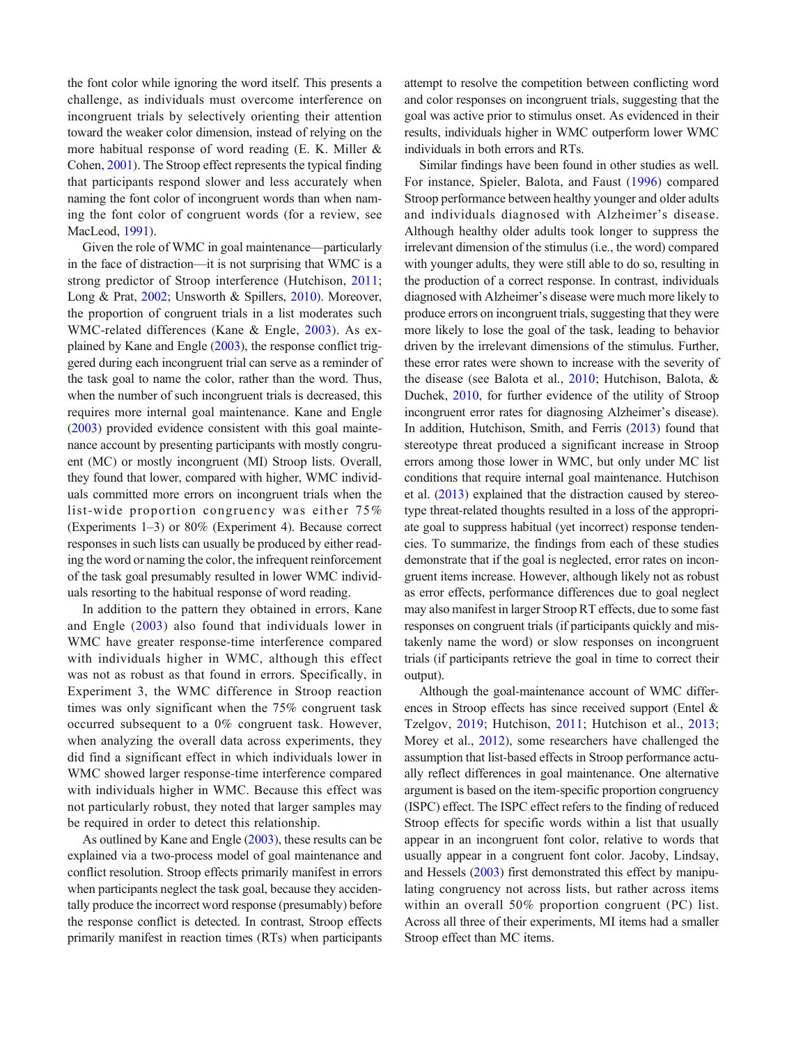the font color while ignoring the word itself. This presents a challenge, as individuals must overcome interference on incongruent trials by selectively orienting their attention toward the weaker color dimension, instead of relying on the more habitual response of word reading (E. K. Miller & Cohen, 2001). The Stroop effect represents the typical finding that participants respond slower and less accurately when naming the font color of incongruent words than when naming the font color of congruent words (for a review, see MacLeod, 1991).

Given the role of WMC in goal maintenance—particularly in the face of distraction—it is not surprising that WMC is a strong predictor of Stroop interference (Hutchison, 2011; Long & Prat, 2002; Unsworth & Spillers, 2010). Moreover, the proportion of congruent trials in a list moderates such WMC-related differences (Kane & Engle, 2003). As explained by Kane and Engle (2003), the response conflict triggered during each incongruent trial can serve as a reminder of the task goal to name the color, rather than the word. Thus, when the number of such incongruent trials is decreased, this requires more internal goal maintenance. Kane and Engle (2003) provided evidence consistent with this goal maintenance account by presenting participants with mostly congruent (MC) or mostly incongruent (MI) Stroop lists. Overall, they found that lower, compared with higher, WMC individuals committed more errors on incongruent trials when the list-wide proportion congruency was either 75% (Experiments 1–3) or 80% (Experiment 4). Because correct responses in such lists can usually be produced by either reading the word or naming the color, the infrequent reinforcement of the task goal presumably resulted in lower WMC individuals resorting to the habitual response of word reading.

In addition to the pattern they obtained in errors, Kane and Engle (2003) also found that individuals lower in WMC have greater response-time interference compared with individuals higher in WMC, although this effect was not as robust as that found in errors. Specifically, in Experiment 3, the WMC difference in Stroop reaction times was only significant when the 75% congruent task occurred subsequent to a 0% congruent task. However, when analyzing the overall data across experiments, they did find a significant effect in which individuals lower in WMC showed larger response-time interference compared with individuals higher in WMC. Because this effect was not particularly robust, they noted that larger samples may be required in order to detect this relationship.

As outlined by Kane and Engle (2003), these results can be explained via a two-process model of goal maintenance and conflict resolution. Stroop effects primarily manifest in errors when participants neglect the task goal, because they accidentally produce the incorrect word response (presumably) before the response conflict is detected. In contrast, Stroop effects primarily manifest in reaction times (RTs) when participants attempt to resolve the competition between conflicting word and color responses on incongruent trials, suggesting that the goal was active prior to stimulus onset. As evidenced in their results, individuals higher in WMC outperform lower WMC individuals in both errors and RTs.

Similar findings have been found in other studies as well. For instance, Spieler, Balota, and Faust (1996) compared Stroop performance between healthy younger and older adults and individuals diagnosed with Alzheimer's disease. Although healthy older adults took longer to suppress the irrelevant dimension of the stimulus (i.e., the word) compared with younger adults, they were still able to do so, resulting in the production of a correct response. In contrast, individuals diagnosed with Alzheimer's disease were much more likely to produce errors on incongruent trials, suggesting that they were more likely to lose the goal of the task, leading to behavior driven by the irrelevant dimensions of the stimulus. Further, these error rates were shown to increase with the severity of the disease (see Balota et al., 2010; Hutchison, Balota, & Duchek, 2010, for further evidence of the utility of Stroop incongruent error rates for diagnosing Alzheimer's disease). In addition, Hutchison, Smith, and Ferris (2013) found that stereotype threat produced a significant increase in Stroop errors among those lower in WMC, but only under MC list conditions that require internal goal maintenance. Hutchison et al. (2013) explained that the distraction caused by stereotype threat-related thoughts resulted in a loss of the appropriate goal to suppress habitual (yet incorrect) response tendencies. To summarize, the findings from each of these studies demonstrate that if the goal is neglected, error rates on incongruent items increase. However, although likely not as robust as error effects, performance differences due to goal neglect may also manifest in larger Stroop RT effects, due to some fast responses on congruent trials (if participants quickly and mistakenly name the word) or slow responses on incongruent trials (if participants retrieve the goal in time to correct their output).

Although the goal-maintenance account of WMC differences in Stroop effects has since received support (Entel & Tzelgov, 2019; Hutchison, 2011; Hutchison et al., 2013; Morey et al., 2012), some researchers have challenged the assumption that list-based effects in Stroop performance actually reflect differences in goal maintenance. One alternative argument is based on the item-specific proportion congruency (ISPC) effect. The ISPC effect refers to the finding of reduced Stroop effects for specific words within a list that usually appear in an incongruent font color, relative to words that usually appear in a congruent font color. Jacoby, Lindsay, and Hessels (2003) first demonstrated this effect by manipulating congruency not across lists, but rather across items within an overall 50% proportion congruent (PC) list. Across all three of their experiments, MI items had a smaller Stroop effect than MC items.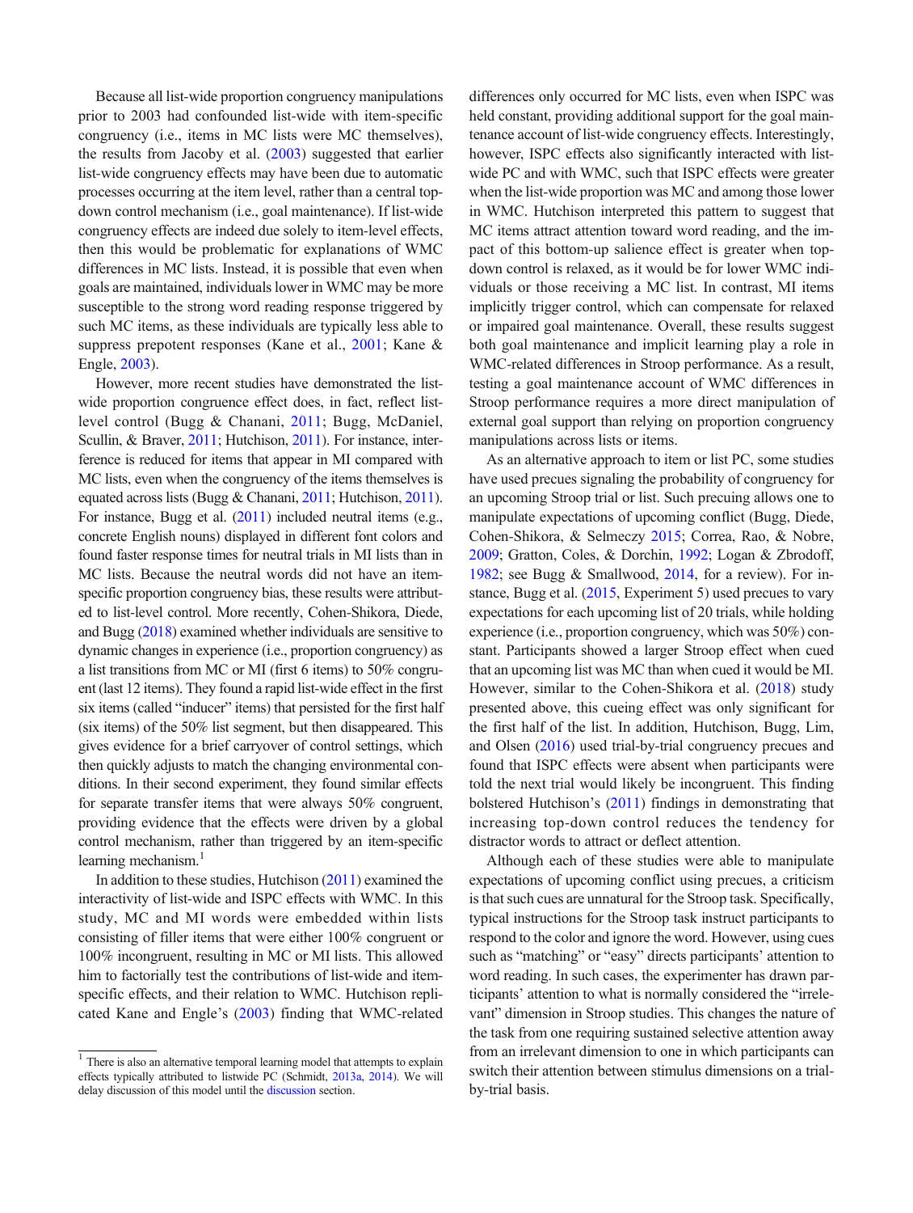Because all list-wide proportion congruency manipulations prior to 2003 had confounded list-wide with item-specific congruency (i.e., items in MC lists were MC themselves), the results from Jacoby et al. (2003) suggested that earlier list-wide congruency effects may have been due to automatic processes occurring at the item level, rather than a central top-down control mechanism (i.e., goal maintenance). If list-wide congruency effects are indeed due solely to item-level effects, then this would be problematic for explanations of WMC differences in MC lists. Instead, it is possible that even when goals are maintained, individuals lower in WMC may be more susceptible to the strong word reading response triggered by such MC items, as these individuals are typically less able to suppress prepotent responses (Kane et al., 2001; Kane & Engle, 2003).

However, more recent studies have demonstrated the list-wide proportion congruence effect does, in fact, reflect list-level control (Bugg & Chanani, 2011; Bugg, McDaniel, Scullin, & Braver, 2011; Hutchison, 2011). For instance, interference is reduced for items that appear in MI compared with MC lists, even when the congruency of the items themselves is equated across lists (Bugg & Chanani, 2011; Hutchison, 2011). For instance, Bugg et al. (2011) included neutral items (e.g., concrete English nouns) displayed in different font colors and found faster response times for neutral trials in MI lists than in MC lists. Because the neutral words did not have an item-specific proportion congruency bias, these results were attributed to list-level control. More recently, Cohen-Shikora, Diede, and Bugg (2018) examined whether individuals are sensitive to dynamic changes in experience (i.e., proportion congruency) as a list transitions from MC or MI (first 6 items) to 50% congruent (last 12 items). They found a rapid list-wide effect in the first six items (called "inducer" items) that persisted for the first half (six items) of the 50% list segment, but then disappeared. This gives evidence for a brief carryover of control settings, which then quickly adjusts to match the changing environmental conditions. In their second experiment, they found similar effects for separate transfer items that were always 50% congruent, providing evidence that the effects were driven by a global control mechanism, rather than triggered by an item-specific learning mechanism.[1]

In addition to these studies, Hutchison (2011) examined the interactivity of list-wide and ISPC effects with WMC. In this study, MC and MI words were embedded within lists consisting of filler items that were either 100% congruent or 100% incongruent, resulting in MC or MI lists. This allowed him to factorially test the contributions of list-wide and item-specific effects, and their relation to WMC. Hutchison replicated Kane and Engle's (2003) finding that WMC-related differences only occurred for MC lists, even when ISPC was held constant, providing additional support for the goal maintenance account of list-wide congruency effects. Interestingly, however, ISPC effects also significantly interacted with list-wide PC and with WMC, such that ISPC effects were greater when the list-wide proportion was MC and among those lower in WMC. Hutchison interpreted this pattern to suggest that MC items attract attention toward word reading, and the impact of this bottom-up salience effect is greater when top-down control is relaxed, as it would be for lower WMC individuals or those receiving a MC list. In contrast, MI items implicitly trigger control, which can compensate for relaxed or impaired goal maintenance. Overall, these results suggest both goal maintenance and implicit learning play a role in WMC-related differences in Stroop performance. As a result, testing a goal maintenance account of WMC differences in Stroop performance requires a more direct manipulation of external goal support than relying on proportion congruency manipulations across lists or items.

As an alternative approach to item or list PC, some studies have used precues signaling the probability of congruency for an upcoming Stroop trial or list. Such precuing allows one to manipulate expectations of upcoming conflict (Bugg, Diede, Cohen-Shikora, & Selmeczy 2015; Correa, Rao, & Nobre, 2009; Gratton, Coles, & Dorchin, 1992; Logan & Zbrodoff, 1982; see Bugg & Smallwood, 2014, for a review). For instance, Bugg et al. (2015, Experiment 5) used precues to vary expectations for each upcoming list of 20 trials, while holding experience (i.e., proportion congruency, which was 50%) constant. Participants showed a larger Stroop effect when cued that an upcoming list was MC than when cued it would be MI. However, similar to the Cohen-Shikora et al. (2018) study presented above, this cueing effect was only significant for the first half of the list. In addition, Hutchison, Bugg, Lim, and Olsen (2016) used trial-by-trial congruency precues and found that ISPC effects were absent when participants were told the next trial would likely be incongruent. This finding bolstered Hutchison's (2011) findings in demonstrating that increasing top-down control reduces the tendency for distractor words to attract or deflect attention.

Although each of these studies were able to manipulate expectations of upcoming conflict using precues, a criticism is that such cues are unnatural for the Stroop task. Specifically, typical instructions for the Stroop task instruct participants to respond to the color and ignore the word. However, using cues such as "matching" or "easy" directs participants' attention to word reading. In such cases, the experimenter has drawn participants' attention to what is normally considered the "irrelevant" dimension in Stroop studies. This changes the nature of the task from one requiring sustained selective attention away from an irrelevant dimension to one in which participants can switch their attention between stimulus dimensions on a trial-by-trial basis.

---

[1] There is also an alternative temporal learning model that attempts to explain effects typically attributed to listwide PC (Schmidt, 2013a, 2014). We will delay discussion of this model until the discussion section.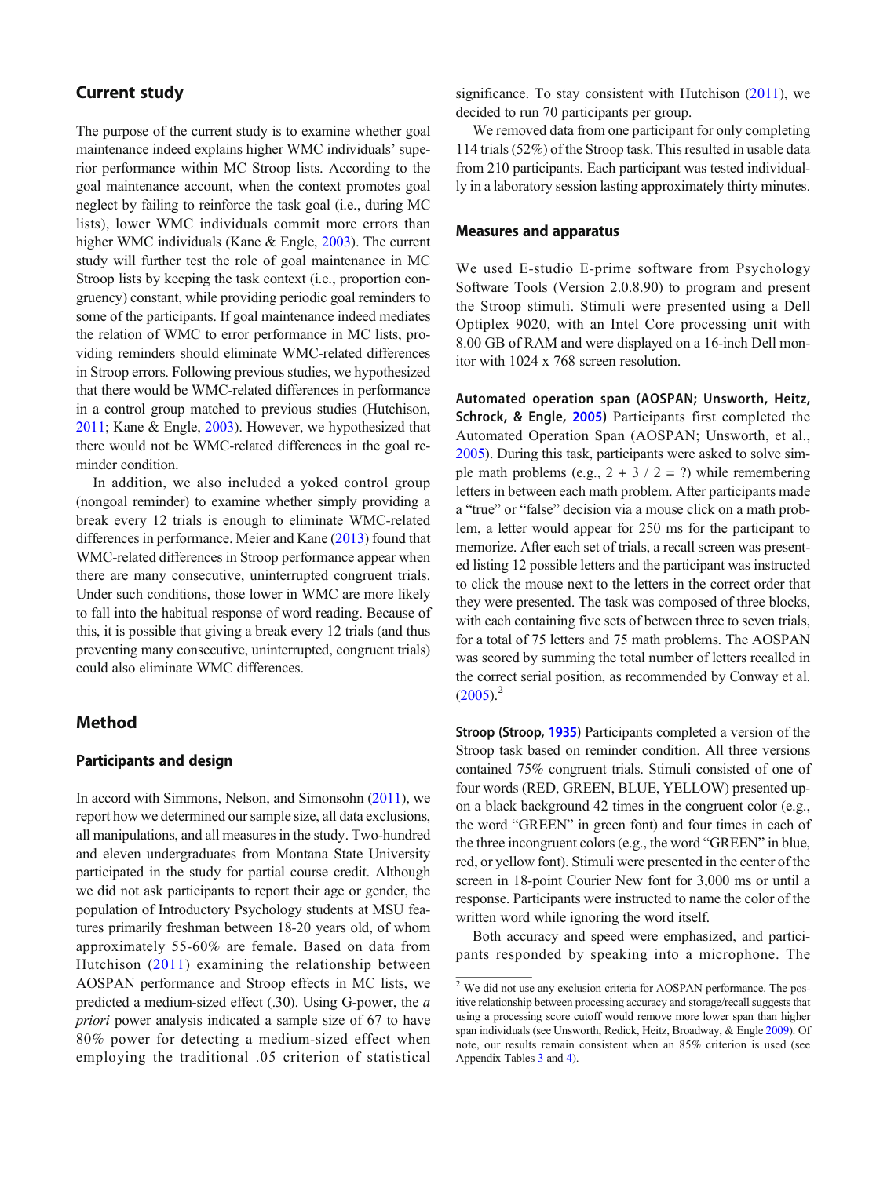## Current study

The purpose of the current study is to examine whether goal maintenance indeed explains higher WMC individuals' superior performance within MC Stroop lists. According to the goal maintenance account, when the context promotes goal neglect by failing to reinforce the task goal (i.e., during MC lists), lower WMC individuals commit more errors than higher WMC individuals (Kane & Engle, 2003). The current study will further test the role of goal maintenance in MC Stroop lists by keeping the task context (i.e., proportion congruency) constant, while providing periodic goal reminders to some of the participants. If goal maintenance indeed mediates the relation of WMC to error performance in MC lists, providing reminders should eliminate WMC-related differences in Stroop errors. Following previous studies, we hypothesized that there would be WMC-related differences in performance in a control group matched to previous studies (Hutchison, 2011; Kane & Engle, 2003). However, we hypothesized that there would not be WMC-related differences in the goal reminder condition.

In addition, we also included a yoked control group (nongoal reminder) to examine whether simply providing a break every 12 trials is enough to eliminate WMC-related differences in performance. Meier and Kane (2013) found that WMC-related differences in Stroop performance appear when there are many consecutive, uninterrupted congruent trials. Under such conditions, those lower in WMC are more likely to fall into the habitual response of word reading. Because of this, it is possible that giving a break every 12 trials (and thus preventing many consecutive, uninterrupted, congruent trials) could also eliminate WMC differences.

## Method

### Participants and design

In accord with Simmons, Nelson, and Simonsohn (2011), we report how we determined our sample size, all data exclusions, all manipulations, and all measures in the study. Two-hundred and eleven undergraduates from Montana State University participated in the study for partial course credit. Although we did not ask participants to report their age or gender, the population of Introductory Psychology students at MSU features primarily freshman between 18-20 years old, of whom approximately 55-60% are female. Based on data from Hutchison (2011) examining the relationship between AOSPAN performance and Stroop effects in MC lists, we predicted a medium-sized effect (.30). Using G-power, the *a priori* power analysis indicated a sample size of 67 to have 80% power for detecting a medium-sized effect when employing the traditional .05 criterion of statistical significance. To stay consistent with Hutchison (2011), we decided to run 70 participants per group.

We removed data from one participant for only completing 114 trials (52%) of the Stroop task. This resulted in usable data from 210 participants. Each participant was tested individually in a laboratory session lasting approximately thirty minutes.

### Measures and apparatus

We used E-studio E-prime software from Psychology Software Tools (Version 2.0.8.90) to program and present the Stroop stimuli. Stimuli were presented using a Dell Optiplex 9020, with an Intel Core processing unit with 8.00 GB of RAM and were displayed on a 16-inch Dell monitor with 1024 x 768 screen resolution.

**Automated operation span (AOSPAN; Unsworth, Heitz, Schrock, & Engle, 2005)** Participants first completed the Automated Operation Span (AOSPAN; Unsworth, et al., 2005). During this task, participants were asked to solve simple math problems (e.g., 2 + 3 / 2 = ?) while remembering letters in between each math problem. After participants made a "true" or "false" decision via a mouse click on a math problem, a letter would appear for 250 ms for the participant to memorize. After each set of trials, a recall screen was presented listing 12 possible letters and the participant was instructed to click the mouse next to the letters in the correct order that they were presented. The task was composed of three blocks, with each containing five sets of between three to seven trials, for a total of 75 letters and 75 math problems. The AOSPAN was scored by summing the total number of letters recalled in the correct serial position, as recommended by Conway et al. (2005).[2]

**Stroop (Stroop, 1935)** Participants completed a version of the Stroop task based on reminder condition. All three versions contained 75% congruent trials. Stimuli consisted of one of four words (RED, GREEN, BLUE, YELLOW) presented upon a black background 42 times in the congruent color (e.g., the word "GREEN" in green font) and four times in each of the three incongruent colors (e.g., the word "GREEN" in blue, red, or yellow font). Stimuli were presented in the center of the screen in 18-point Courier New font for 3,000 ms or until a response. Participants were instructed to name the color of the written word while ignoring the word itself.

Both accuracy and speed were emphasized, and participants responded by speaking into a microphone. The

[2] We did not use any exclusion criteria for AOSPAN performance. The positive relationship between processing accuracy and storage/recall suggests that using a processing score cutoff would remove more lower span than higher span individuals (see Unsworth, Redick, Heitz, Broadway, & Engle 2009). Of note, our results remain consistent when an 85% criterion is used (see Appendix Tables 3 and 4).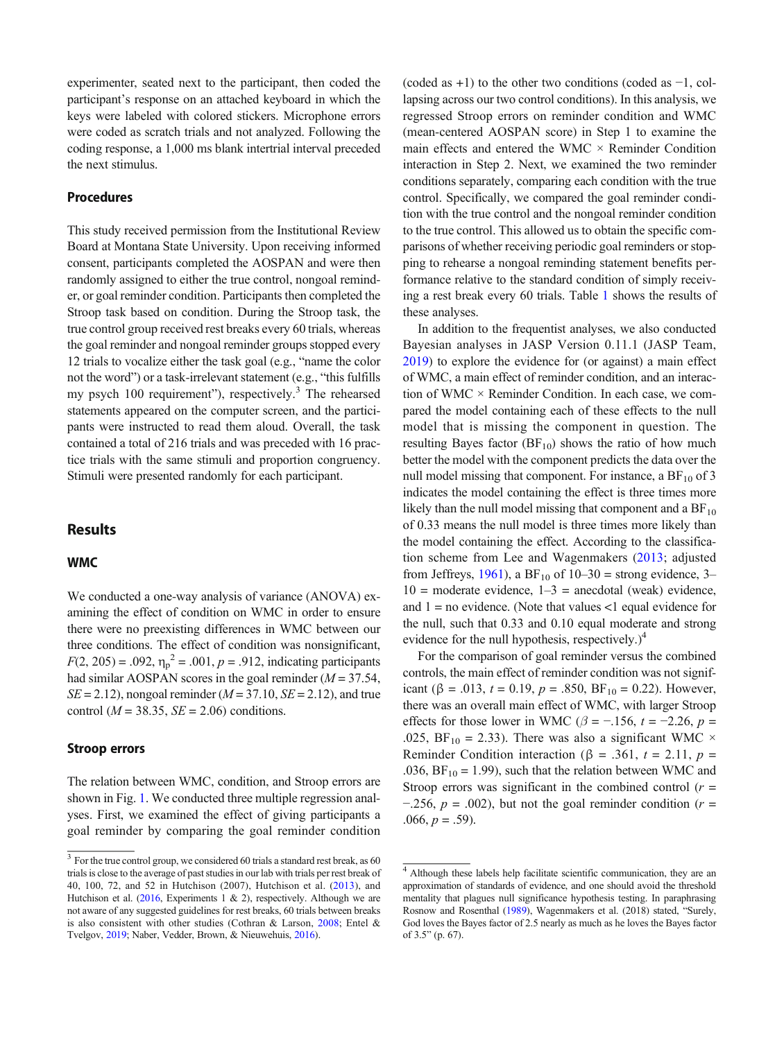experimenter, seated next to the participant, then coded the participant's response on an attached keyboard in which the keys were labeled with colored stickers. Microphone errors were coded as scratch trials and not analyzed. Following the coding response, a 1,000 ms blank intertrial interval preceded the next stimulus.

### Procedures

This study received permission from the Institutional Review Board at Montana State University. Upon receiving informed consent, participants completed the AOSPAN and were then randomly assigned to either the true control, nongoal reminder, or goal reminder condition. Participants then completed the Stroop task based on condition. During the Stroop task, the true control group received rest breaks every 60 trials, whereas the goal reminder and nongoal reminder groups stopped every 12 trials to vocalize either the task goal (e.g., "name the color not the word") or a task-irrelevant statement (e.g., "this fulfills my psych 100 requirement"), respectively.[3] The rehearsed statements appeared on the computer screen, and the participants were instructed to read them aloud. Overall, the task contained a total of 216 trials and was preceded with 16 practice trials with the same stimuli and proportion congruency. Stimuli were presented randomly for each participant.

## Results

### WMC

We conducted a one-way analysis of variance (ANOVA) examining the effect of condition on WMC in order to ensure there were no preexisting differences in WMC between our three conditions. The effect of condition was nonsignificant, $F(2, 205) = .092$, $\eta_p^2 = .001$, $p = .912$, indicating participants had similar AOSPAN scores in the goal reminder ($M = 37.54$, $SE = 2.12$), nongoal reminder ($M = 37.10$, $SE = 2.12$), and true control ($M = 38.35$, $SE = 2.06$) conditions.

### Stroop errors

The relation between WMC, condition, and Stroop errors are shown in Fig. 1. We conducted three multiple regression analyses. First, we examined the effect of giving participants a goal reminder by comparing the goal reminder condition (coded as +1) to the other two conditions (coded as −1, collapsing across our two control conditions). In this analysis, we regressed Stroop errors on reminder condition and WMC (mean-centered AOSPAN score) in Step 1 to examine the main effects and entered the WMC × Reminder Condition interaction in Step 2. Next, we examined the two reminder conditions separately, comparing each condition with the true control. Specifically, we compared the goal reminder condition with the true control and the nongoal reminder condition to the true control. This allowed us to obtain the specific comparisons of whether receiving periodic goal reminders or stopping to rehearse a nongoal reminding statement benefits performance relative to the standard condition of simply receiving a rest break every 60 trials. Table 1 shows the results of these analyses.

In addition to the frequentist analyses, we also conducted Bayesian analyses in JASP Version 0.11.1 (JASP Team, 2019) to explore the evidence for (or against) a main effect of WMC, a main effect of reminder condition, and an interaction of WMC × Reminder Condition. In each case, we compared the model containing each of these effects to the null model that is missing the component in question. The resulting Bayes factor ($BF_{10}$) shows the ratio of how much better the model with the component predicts the data over the null model missing that component. For instance, a $BF_{10}$ of 3 indicates the model containing the effect is three times more likely than the null model missing that component and a $BF_{10}$ of 0.33 means the null model is three times more likely than the model containing the effect. According to the classification scheme from Lee and Wagenmakers (2013; adjusted from Jeffreys, 1961), a $BF_{10}$ of 10–30 = strong evidence, 3–10 = moderate evidence, 1–3 = anecdotal (weak) evidence, and 1 = no evidence. (Note that values <1 equal evidence for the null, such that 0.33 and 0.10 equal moderate and strong evidence for the null hypothesis, respectively.)[4]

For the comparison of goal reminder versus the combined controls, the main effect of reminder condition was not significant ($\beta = .013$, $t = 0.19$, $p = .850$, $BF_{10} = 0.22$). However, there was an overall main effect of WMC, with larger Stroop effects for those lower in WMC ($\beta = -.156$, $t = -2.26$, $p = .025$, $BF_{10} = 2.33$). There was also a significant WMC × Reminder Condition interaction ($\beta = .361$, $t = 2.11$, $p = .036$, $BF_{10} = 1.99$), such that the relation between WMC and Stroop errors was significant in the combined control ($r = -.256$, $p = .002$), but not the goal reminder condition ($r = .066$, $p = .59$).

---

[3] For the true control group, we considered 60 trials a standard rest break, as 60 trials is close to the average of past studies in our lab with trials per rest break of 40, 100, 72, and 52 in Hutchison (2007), Hutchison et al. (2013), and Hutchison et al. (2016, Experiments 1 & 2), respectively. Although we are not aware of any suggested guidelines for rest breaks, 60 trials between breaks is also consistent with other studies (Cothran & Larson, 2008; Entel & Tvelgov, 2019; Naber, Vedder, Brown, & Nieuwehuis, 2016).

[4] Although these labels help facilitate scientific communication, they are an approximation of standards of evidence, and one should avoid the threshold mentality that plagues null significance hypothesis testing. In paraphrasing Rosnow and Rosenthal (1989), Wagenmakers et al. (2018) stated, "Surely, God loves the Bayes factor of 2.5 nearly as much as he loves the Bayes factor of 3.5" (p. 67).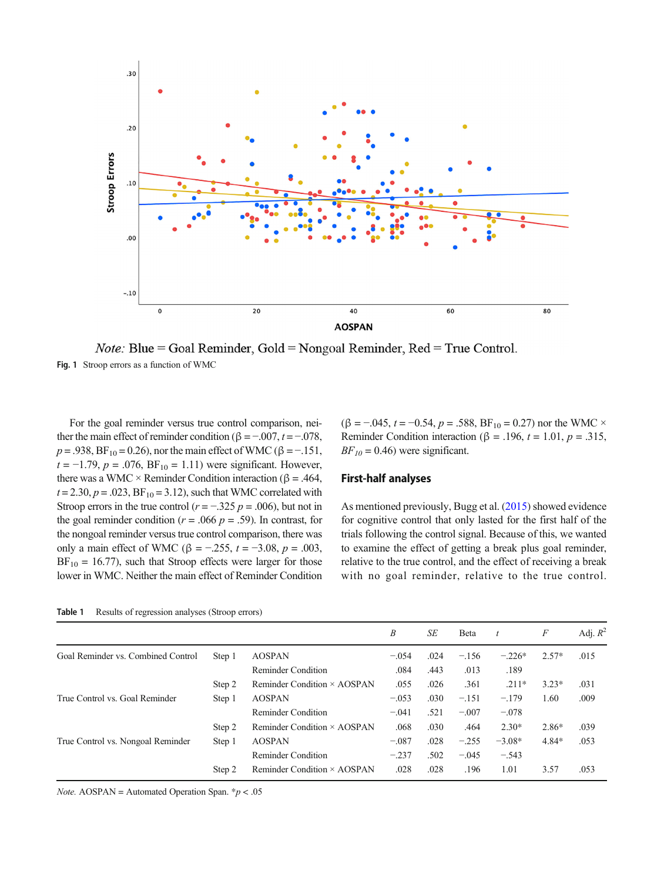*Note:* Blue = Goal Reminder, Gold = Nongoal Reminder, Red = True Control.

**Fig. 1** Stroop errors as a function of WMC

For the goal reminder versus true control comparison, neither the main effect of reminder condition (β = −.007, $t$ = −.078, $p$ = .938, $BF_{10}$ = 0.26), nor the main effect of WMC (β = −.151, $t$ = −1.79, $p$ = .076, $BF_{10}$ = 1.11) were significant. However, there was a WMC × Reminder Condition interaction (β = .464, $t$ = 2.30, $p$ = .023, $BF_{10}$ = 3.12), such that WMC correlated with Stroop errors in the true control ($r$ = −.325 $p$ = .006), but not in the goal reminder condition ($r$ = .066 $p$ = .59). In contrast, for the nongoal reminder versus true control comparison, there was only a main effect of WMC (β = −.255, $t$ = −3.08, $p$ = .003, $BF_{10}$ = 16.77), such that Stroop effects were larger for those lower in WMC. Neither the main effect of Reminder Condition (β = −.045, $t$ = −0.54, $p$ = .588, $BF_{10}$ = 0.27) nor the WMC × Reminder Condition interaction (β = .196, $t$ = 1.01, $p$ = .315, $BF_{10}$ = 0.46) were significant.

## First-half analyses

As mentioned previously, Bugg et al. (2015) showed evidence for cognitive control that only lasted for the first half of the trials following the control signal. Because of this, we wanted to examine the effect of getting a break plus goal reminder, relative to the true control, and the effect of receiving a break with no goal reminder, relative to the true control.

**Table 1** Results of regression analyses (Stroop errors)

| | | | *B* | *SE* | Beta | *t* | *F* | Adj. $R^2$ |
|---|---|---|---|---|---|---|---|---|
| Goal Reminder vs. Combined Control | Step 1 | AOSPAN | −.054 | .024 | −.156 | −.226* | 2.57* | .015 |
| | | Reminder Condition | .084 | .443 | .013 | .189 | | |
| | Step 2 | Reminder Condition × AOSPAN | .055 | .026 | .361 | .211* | 3.23* | .031 |
| True Control vs. Goal Reminder | Step 1 | AOSPAN | −.053 | .030 | −.151 | −.179 | 1.60 | .009 |
| | | Reminder Condition | −.041 | .521 | −.007 | −.078 | | |
| | Step 2 | Reminder Condition × AOSPAN | .068 | .030 | .464 | 2.30* | 2.86* | .039 |
| True Control vs. Nongoal Reminder | Step 1 | AOSPAN | −.087 | .028 | −.255 | −3.08* | 4.84* | .053 |
| | | Reminder Condition | −.237 | .502 | −.045 | −.543 | | |
| | Step 2 | Reminder Condition × AOSPAN | .028 | .028 | .196 | 1.01 | 3.57 | .053 |

*Note.* AOSPAN = Automated Operation Span. *$p$ < .05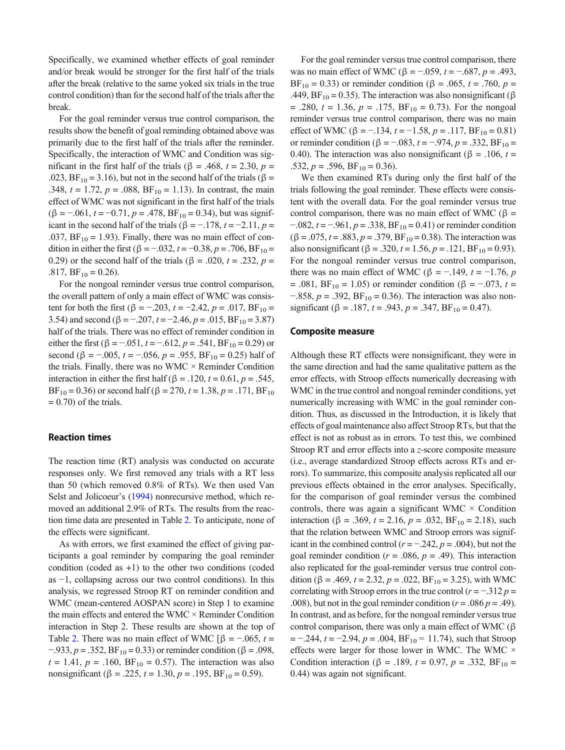Specifically, we examined whether effects of goal reminder and/or break would be stronger for the first half of the trials after the break (relative to the same yoked six trials in the true control condition) than for the second half of the trials after the break.

For the goal reminder versus true control comparison, the results show the benefit of goal reminding obtained above was primarily due to the first half of the trials after the reminder. Specifically, the interaction of WMC and Condition was significant in the first half of the trials (β = .468, $t$ = 2.30, $p$ = .023, $BF_{10}$ = 3.16), but not in the second half of the trials (β = .348, $t$ = 1.72, $p$ = .088, $BF_{10}$ = 1.13). In contrast, the main effect of WMC was not significant in the first half of the trials (β = −.061, $t$ = −0.71, $p$ = .478, $BF_{10}$ = 0.34), but was significant in the second half of the trials (β = −.178, $t$ = −2.11, $p$ = .037, $BF_{10}$ = 1.93). Finally, there was no main effect of condition in either the first (β = −.032, $t$ = −0.38, $p$ = .706, $BF_{10}$ = 0.29) or the second half of the trials (β = .020, $t$ = .232, $p$ = .817, $BF_{10}$ = 0.26).

For the nongoal reminder versus true control comparison, the overall pattern of only a main effect of WMC was consistent for both the first (β = −.203, $t$ = −2.42, $p$ = .017, $BF_{10}$ = 3.54) and second (β = −.207, $t$ = −2.46, $p$ = .015, $BF_{10}$ = 3.87) half of the trials. There was no effect of reminder condition in either the first (β = −.051, $t$ = −.612, $p$ = .541, $BF_{10}$ = 0.29) or second (β = −.005, $t$ = −.056, $p$ = .955, $BF_{10}$ = 0.25) half of the trials. Finally, there was no WMC × Reminder Condition interaction in either the first half (β = .120, $t$ = 0.61, $p$ = .545, $BF_{10}$ = 0.36) or second half (β = 270, $t$ = 1.38, $p$ = .171, $BF_{10}$ = 0.70) of the trials.

### Reaction times

The reaction time (RT) analysis was conducted on accurate responses only. We first removed any trials with a RT less than 50 (which removed 0.8% of RTs). We then used Van Selst and Jolicoeur's (1994) nonrecursive method, which removed an additional 2.9% of RTs. The results from the reaction time data are presented in Table 2. To anticipate, none of the effects were significant.

As with errors, we first examined the effect of giving participants a goal reminder by comparing the goal reminder condition (coded as +1) to the other two conditions (coded as −1, collapsing across our two control conditions). In this analysis, we regressed Stroop RT on reminder condition and WMC (mean-centered AOSPAN score) in Step 1 to examine the main effects and entered the WMC × Reminder Condition interaction in Step 2. These results are shown at the top of Table 2. There was no main effect of WMC [β = −.065, $t$ = −.933, $p$ = .352, $BF_{10}$ = 0.33) or reminder condition (β = .098, $t$ = 1.41, $p$ = .160, $BF_{10}$ = 0.57). The interaction was also nonsignificant (β = .225, $t$ = 1.30, $p$ = .195, $BF_{10}$ = 0.59).

For the goal reminder versus true control comparison, there was no main effect of WMC (β = −.059, $t$ = −.687, $p$ = .493, $BF_{10}$ = 0.33) or reminder condition (β = .065, $t$ = .760, $p$ = .449, $BF_{10}$ = 0.35). The interaction was also nonsignificant (β = .280, $t$ = 1.36, $p$ = .175, $BF_{10}$ = 0.73). For the nongoal reminder versus true control comparison, there was no main effect of WMC (β = −.134, $t$ = −1.58, $p$ = .117, $BF_{10}$ = 0.81) or reminder condition (β = −.083, $t$ = −.974, $p$ = .332, $BF_{10}$ = 0.40). The interaction was also nonsignificant (β = .106, $t$ = .532, $p$ = .596, $BF_{10}$ = 0.36).

We then examined RTs during only the first half of the trials following the goal reminder. These effects were consistent with the overall data. For the goal reminder versus true control comparison, there was no main effect of WMC (β = −.082, $t$ = −.961, $p$ = .338, $BF_{10}$ = 0.41) or reminder condition (β = .075, $t$ = .883, $p$ = .379, $BF_{10}$ = 0.38). The interaction was also nonsignificant (β = .320, $t$ = 1.56, $p$ = .121, $BF_{10}$ = 0.93). For the nongoal reminder versus true control comparison, there was no main effect of WMC (β = −.149, $t$ = −1.76, $p$ = .081, $BF_{10}$ = 1.05) or reminder condition (β = −.073, $t$ = −.858, $p$ = .392, $BF_{10}$ = 0.36). The interaction was also nonsignificant (β = .187, $t$ = .943, $p$ = .347, $BF_{10}$ = 0.47).

### Composite measure

Although these RT effects were nonsignificant, they were in the same direction and had the same qualitative pattern as the error effects, with Stroop effects numerically decreasing with WMC in the true control and nongoal reminder conditions, yet numerically increasing with WMC in the goal reminder condition. Thus, as discussed in the Introduction, it is likely that effects of goal maintenance also affect Stroop RTs, but that the effect is not as robust as in errors. To test this, we combined Stroop RT and error effects into a $z$-score composite measure (i.e., average standardized Stroop effects across RTs and errors). To summarize, this composite analysis replicated all our previous effects obtained in the error analyses. Specifically, for the comparison of goal reminder versus the combined controls, there was again a significant WMC × Condition interaction (β = .369, $t$ = 2.16, $p$ = .032, $BF_{10}$ = 2.18), such that the relation between WMC and Stroop errors was significant in the combined control ($r$ = −.242, $p$ = .004), but not the goal reminder condition ($r$ = .086, $p$ = .49). This interaction also replicated for the goal-reminder versus true control condition (β = .469, $t$ = 2.32, $p$ = .022, $BF_{10}$ = 3.25), with WMC correlating with Stroop errors in the true control ($r$ = −.312 $p$ = .008), but not in the goal reminder condition ($r$ = .086 $p$ = .49). In contrast, and as before, for the nongoal reminder versus true control comparison, there was only a main effect of WMC (β = −.244, $t$ = −2.94, $p$ = .004, $BF_{10}$ = 11.74), such that Stroop effects were larger for those lower in WMC. The WMC × Condition interaction (β = .189, $t$ = 0.97, $p$ = .332, $BF_{10}$ = 0.44) was again not significant.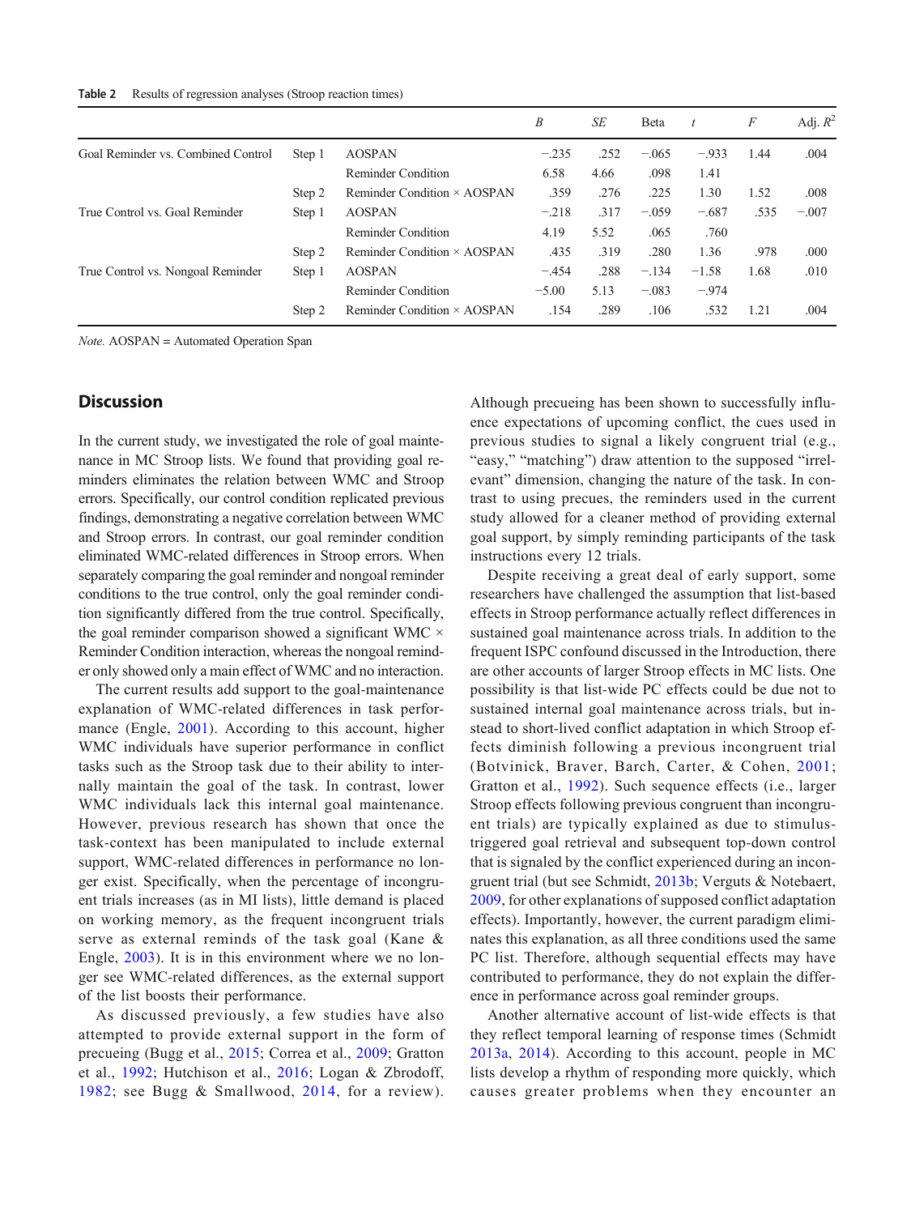**Table 2** Results of regression analyses (Stroop reaction times)

| | | | *B* | *SE* | Beta | *t* | *F* | Adj. $R^2$ |
|---|---|---|---|---|---|---|---|---|
| Goal Reminder vs. Combined Control | Step 1 | AOSPAN | −.235 | .252 | −.065 | −.933 | 1.44 | .004 |
| | | Reminder Condition | 6.58 | 4.66 | .098 | 1.41 | | |
| | Step 2 | Reminder Condition × AOSPAN | .359 | .276 | .225 | 1.30 | 1.52 | .008 |
| True Control vs. Goal Reminder | Step 1 | AOSPAN | −.218 | .317 | −.059 | −.687 | .535 | −.007 |
| | | Reminder Condition | 4.19 | 5.52 | .065 | .760 | | |
| | Step 2 | Reminder Condition × AOSPAN | .435 | .319 | .280 | 1.36 | .978 | .000 |
| True Control vs. Nongoal Reminder | Step 1 | AOSPAN | −.454 | .288 | −.134 | −1.58 | 1.68 | .010 |
| | | Reminder Condition | −5.00 | 5.13 | −.083 | −.974 | | |
| | Step 2 | Reminder Condition × AOSPAN | .154 | .289 | .106 | .532 | 1.21 | .004 |

*Note.* AOSPAN = Automated Operation Span

## Discussion

In the current study, we investigated the role of goal maintenance in MC Stroop lists. We found that providing goal reminders eliminates the relation between WMC and Stroop errors. Specifically, our control condition replicated previous findings, demonstrating a negative correlation between WMC and Stroop errors. In contrast, our goal reminder condition eliminated WMC-related differences in Stroop errors. When separately comparing the goal reminder and nongoal reminder conditions to the true control, only the goal reminder condition significantly differed from the true control. Specifically, the goal reminder comparison showed a significant WMC × Reminder Condition interaction, whereas the nongoal reminder only showed only a main effect of WMC and no interaction.

The current results add support to the goal-maintenance explanation of WMC-related differences in task performance (Engle, 2001). According to this account, higher WMC individuals have superior performance in conflict tasks such as the Stroop task due to their ability to internally maintain the goal of the task. In contrast, lower WMC individuals lack this internal goal maintenance. However, previous research has shown that once the task-context has been manipulated to include external support, WMC-related differences in performance no longer exist. Specifically, when the percentage of incongruent trials increases (as in MI lists), little demand is placed on working memory, as the frequent incongruent trials serve as external reminds of the task goal (Kane & Engle, 2003). It is in this environment where we no longer see WMC-related differences, as the external support of the list boosts their performance.

As discussed previously, a few studies have also attempted to provide external support in the form of precueing (Bugg et al., 2015; Correa et al., 2009; Gratton et al., 1992; Hutchison et al., 2016; Logan & Zbrodoff, 1982; see Bugg & Smallwood, 2014, for a review). Although precueing has been shown to successfully influence expectations of upcoming conflict, the cues used in previous studies to signal a likely congruent trial (e.g., "easy," "matching") draw attention to the supposed "irrelevant" dimension, changing the nature of the task. In contrast to using precues, the reminders used in the current study allowed for a cleaner method of providing external goal support, by simply reminding participants of the task instructions every 12 trials.

Despite receiving a great deal of early support, some researchers have challenged the assumption that list-based effects in Stroop performance actually reflect differences in sustained goal maintenance across trials. In addition to the frequent ISPC confound discussed in the Introduction, there are other accounts of larger Stroop effects in MC lists. One possibility is that list-wide PC effects could be due not to sustained internal goal maintenance across trials, but instead to short-lived conflict adaptation in which Stroop effects diminish following a previous incongruent trial (Botvinick, Braver, Barch, Carter, & Cohen, 2001; Gratton et al., 1992). Such sequence effects (i.e., larger Stroop effects following previous congruent than incongruent trials) are typically explained as due to stimulus-triggered goal retrieval and subsequent top-down control that is signaled by the conflict experienced during an incongruent trial (but see Schmidt, 2013b; Verguts & Notebaert, 2009, for other explanations of supposed conflict adaptation effects). Importantly, however, the current paradigm eliminates this explanation, as all three conditions used the same PC list. Therefore, although sequential effects may have contributed to performance, they do not explain the difference in performance across goal reminder groups.

Another alternative account of list-wide effects is that they reflect temporal learning of response times (Schmidt 2013a, 2014). According to this account, people in MC lists develop a rhythm of responding more quickly, which causes greater problems when they encounter an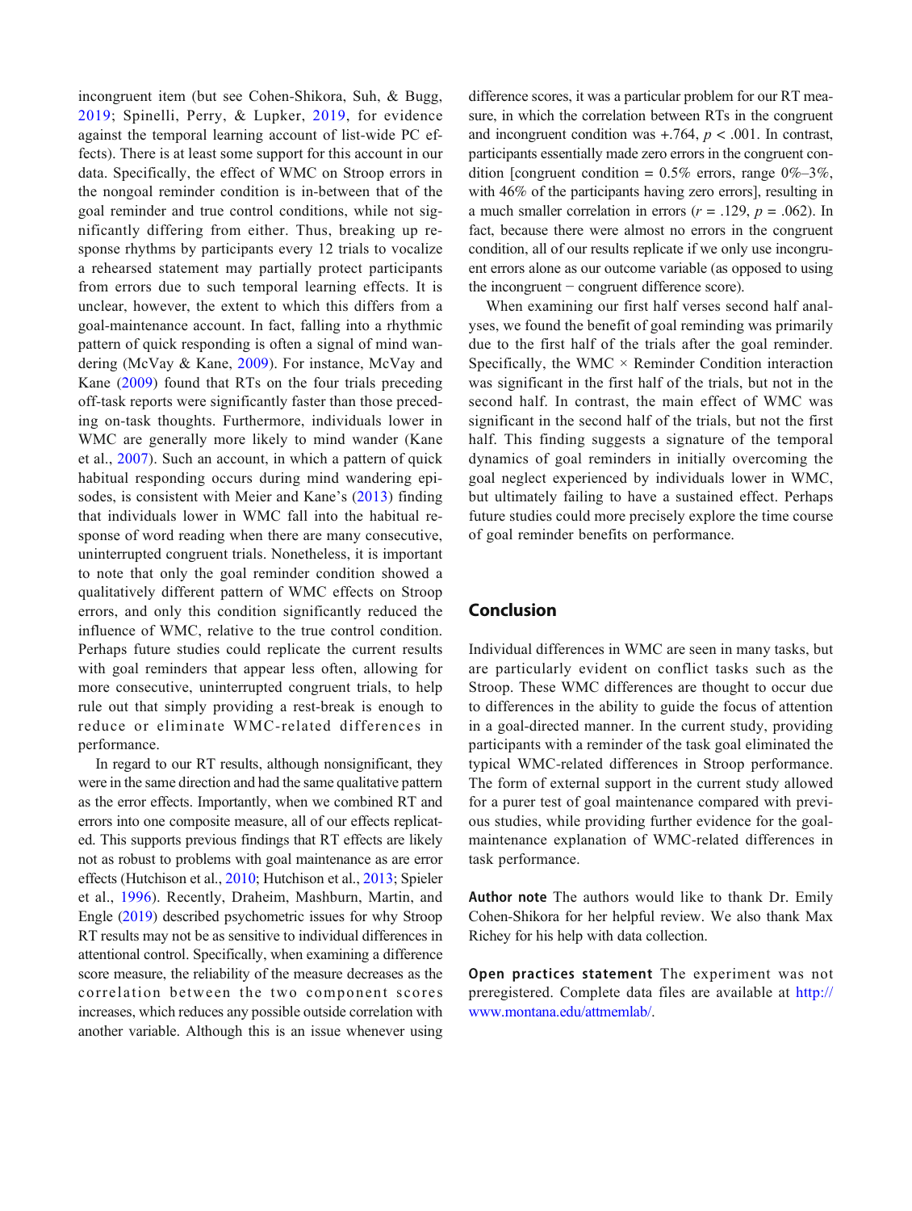incongruent item (but see Cohen-Shikora, Suh, & Bugg, 2019; Spinelli, Perry, & Lupker, 2019, for evidence against the temporal learning account of list-wide PC effects). There is at least some support for this account in our data. Specifically, the effect of WMC on Stroop errors in the nongoal reminder condition is in-between that of the goal reminder and true control conditions, while not significantly differing from either. Thus, breaking up response rhythms by participants every 12 trials to vocalize a rehearsed statement may partially protect participants from errors due to such temporal learning effects. It is unclear, however, the extent to which this differs from a goal-maintenance account. In fact, falling into a rhythmic pattern of quick responding is often a signal of mind wandering (McVay & Kane, 2009). For instance, McVay and Kane (2009) found that RTs on the four trials preceding off-task reports were significantly faster than those preceding on-task thoughts. Furthermore, individuals lower in WMC are generally more likely to mind wander (Kane et al., 2007). Such an account, in which a pattern of quick habitual responding occurs during mind wandering episodes, is consistent with Meier and Kane's (2013) finding that individuals lower in WMC fall into the habitual response of word reading when there are many consecutive, uninterrupted congruent trials. Nonetheless, it is important to note that only the goal reminder condition showed a qualitatively different pattern of WMC effects on Stroop errors, and only this condition significantly reduced the influence of WMC, relative to the true control condition. Perhaps future studies could replicate the current results with goal reminders that appear less often, allowing for more consecutive, uninterrupted congruent trials, to help rule out that simply providing a rest-break is enough to reduce or eliminate WMC-related differences in performance.

In regard to our RT results, although nonsignificant, they were in the same direction and had the same qualitative pattern as the error effects. Importantly, when we combined RT and errors into one composite measure, all of our effects replicated. This supports previous findings that RT effects are likely not as robust to problems with goal maintenance as are error effects (Hutchison et al., 2010; Hutchison et al., 2013; Spieler et al., 1996). Recently, Draheim, Mashburn, Martin, and Engle (2019) described psychometric issues for why Stroop RT results may not be as sensitive to individual differences in attentional control. Specifically, when examining a difference score measure, the reliability of the measure decreases as the correlation between the two component scores increases, which reduces any possible outside correlation with another variable. Although this is an issue whenever using difference scores, it was a particular problem for our RT measure, in which the correlation between RTs in the congruent and incongruent condition was +.764, $p < .001$. In contrast, participants essentially made zero errors in the congruent condition [congruent condition = 0.5% errors, range 0%–3%, with 46% of the participants having zero errors], resulting in a much smaller correlation in errors ($r = .129$, $p = .062$). In fact, because there were almost no errors in the congruent condition, all of our results replicate if we only use incongruent errors alone as our outcome variable (as opposed to using the incongruent − congruent difference score).

When examining our first half verses second half analyses, we found the benefit of goal reminding was primarily due to the first half of the trials after the goal reminder. Specifically, the WMC × Reminder Condition interaction was significant in the first half of the trials, but not in the second half. In contrast, the main effect of WMC was significant in the second half of the trials, but not the first half. This finding suggests a signature of the temporal dynamics of goal reminders in initially overcoming the goal neglect experienced by individuals lower in WMC, but ultimately failing to have a sustained effect. Perhaps future studies could more precisely explore the time course of goal reminder benefits on performance.

## Conclusion

Individual differences in WMC are seen in many tasks, but are particularly evident on conflict tasks such as the Stroop. These WMC differences are thought to occur due to differences in the ability to guide the focus of attention in a goal-directed manner. In the current study, providing participants with a reminder of the task goal eliminated the typical WMC-related differences in Stroop performance. The form of external support in the current study allowed for a purer test of goal maintenance compared with previous studies, while providing further evidence for the goal-maintenance explanation of WMC-related differences in task performance.

**Author note** The authors would like to thank Dr. Emily Cohen-Shikora for her helpful review. We also thank Max Richey for his help with data collection.

**Open practices statement** The experiment was not preregistered. Complete data files are available at http://www.montana.edu/attmemlab/.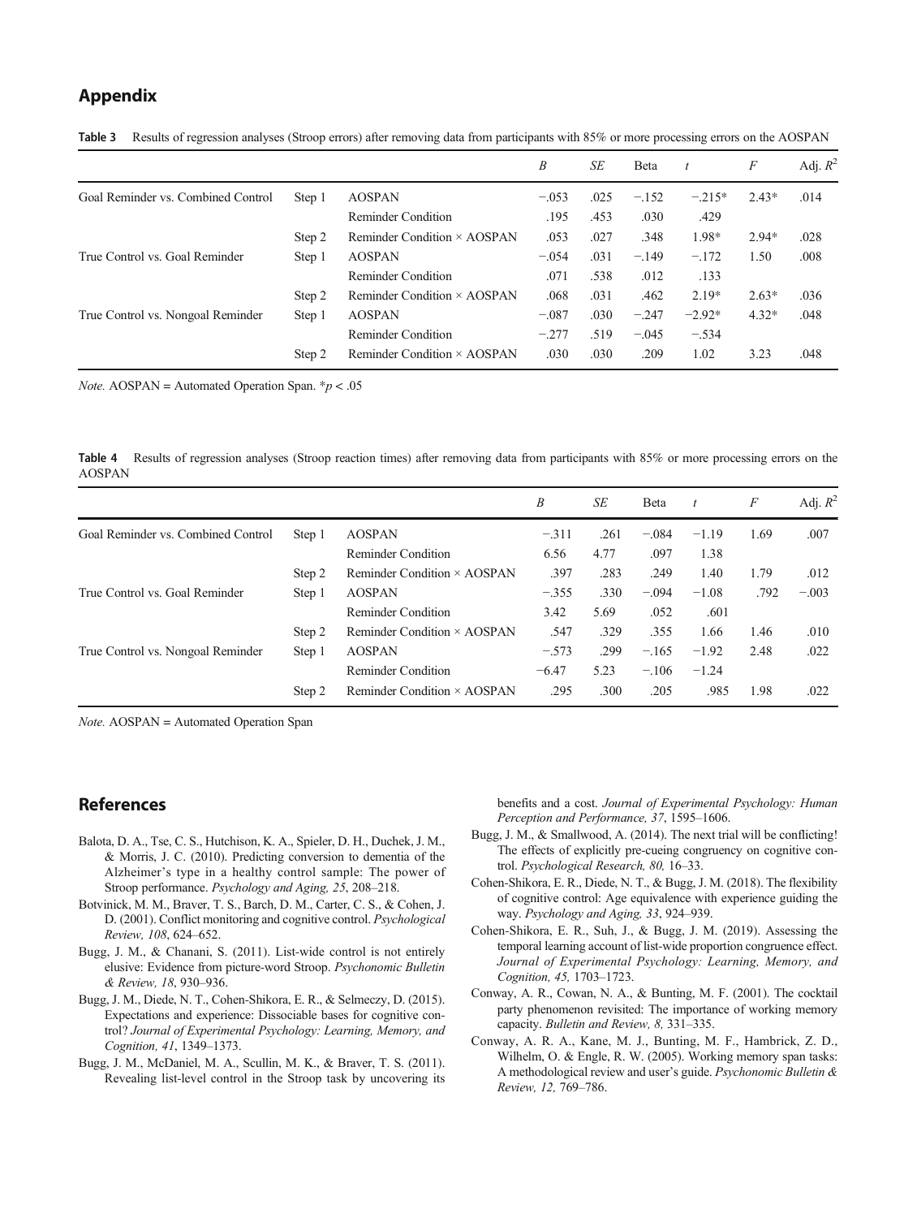## Appendix

**Table 3** Results of regression analyses (Stroop errors) after removing data from participants with 85% or more processing errors on the AOSPAN

| | | | *B* | *SE* | Beta | *t* | *F* | Adj. $R^2$ |
|---|---|---|---|---|---|---|---|---|
| Goal Reminder vs. Combined Control | Step 1 | AOSPAN | −.053 | .025 | −.152 | −.215* | 2.43* | .014 |
| | | Reminder Condition | .195 | .453 | .030 | .429 | | |
| | Step 2 | Reminder Condition × AOSPAN | .053 | .027 | .348 | 1.98* | 2.94* | .028 |
| True Control vs. Goal Reminder | Step 1 | AOSPAN | −.054 | .031 | −.149 | −.172 | 1.50 | .008 |
| | | Reminder Condition | .071 | .538 | .012 | .133 | | |
| | Step 2 | Reminder Condition × AOSPAN | .068 | .031 | .462 | 2.19* | 2.63* | .036 |
| True Control vs. Nongoal Reminder | Step 1 | AOSPAN | −.087 | .030 | −.247 | −2.92* | 4.32* | .048 |
| | | Reminder Condition | −.277 | .519 | −.045 | −.534 | | |
| | Step 2 | Reminder Condition × AOSPAN | .030 | .030 | .209 | 1.02 | 3.23 | .048 |

*Note.* AOSPAN = Automated Operation Span. *$p < .05$

**Table 4** Results of regression analyses (Stroop reaction times) after removing data from participants with 85% or more processing errors on the AOSPAN

| | | | *B* | *SE* | Beta | *t* | *F* | Adj. $R^2$ |
|---|---|---|---|---|---|---|---|---|
| Goal Reminder vs. Combined Control | Step 1 | AOSPAN | −.311 | .261 | −.084 | −1.19 | 1.69 | .007 |
| | | Reminder Condition | 6.56 | 4.77 | .097 | 1.38 | | |
| | Step 2 | Reminder Condition × AOSPAN | .397 | .283 | .249 | 1.40 | 1.79 | .012 |
| True Control vs. Goal Reminder | Step 1 | AOSPAN | −.355 | .330 | −.094 | −1.08 | .792 | −.003 |
| | | Reminder Condition | 3.42 | 5.69 | .052 | .601 | | |
| | Step 2 | Reminder Condition × AOSPAN | .547 | .329 | .355 | 1.66 | 1.46 | .010 |
| True Control vs. Nongoal Reminder | Step 1 | AOSPAN | −.573 | .299 | −.165 | −1.92 | 2.48 | .022 |
| | | Reminder Condition | −6.47 | 5.23 | −.106 | −1.24 | | |
| | Step 2 | Reminder Condition × AOSPAN | .295 | .300 | .205 | .985 | 1.98 | .022 |

*Note.* AOSPAN = Automated Operation Span

## References

Balota, D. A., Tse, C. S., Hutchison, K. A., Spieler, D. H., Duchek, J. M., & Morris, J. C. (2010). Predicting conversion to dementia of the Alzheimer's type in a healthy control sample: The power of Stroop performance. *Psychology and Aging, 25*, 208–218.

Botvinick, M. M., Braver, T. S., Barch, D. M., Carter, C. S., & Cohen, J. D. (2001). Conflict monitoring and cognitive control. *Psychological Review, 108*, 624–652.

Bugg, J. M., & Chanani, S. (2011). List-wide control is not entirely elusive: Evidence from picture-word Stroop. *Psychonomic Bulletin & Review, 18*, 930–936.

Bugg, J. M., Diede, N. T., Cohen-Shikora, E. R., & Selmeczy, D. (2015). Expectations and experience: Dissociable bases for cognitive control? *Journal of Experimental Psychology: Learning, Memory, and Cognition, 41*, 1349–1373.

Bugg, J. M., McDaniel, M. A., Scullin, M. K., & Braver, T. S. (2011). Revealing list-level control in the Stroop task by uncovering its benefits and a cost. *Journal of Experimental Psychology: Human Perception and Performance, 37*, 1595–1606.

Bugg, J. M., & Smallwood, A. (2014). The next trial will be conflicting! The effects of explicitly pre-cueing congruency on cognitive control. *Psychological Research, 80,* 16–33.

Cohen-Shikora, E. R., Diede, N. T., & Bugg, J. M. (2018). The flexibility of cognitive control: Age equivalence with experience guiding the way. *Psychology and Aging, 33*, 924–939.

Cohen-Shikora, E. R., Suh, J., & Bugg, J. M. (2019). Assessing the temporal learning account of list-wide proportion congruence effect. *Journal of Experimental Psychology: Learning, Memory, and Cognition, 45,* 1703–1723.

Conway, A. R., Cowan, N. A., & Bunting, M. F. (2001). The cocktail party phenomenon revisited: The importance of working memory capacity. *Bulletin and Review, 8,* 331–335.

Conway, A. R. A., Kane, M. J., Bunting, M. F., Hambrick, Z. D., Wilhelm, O. & Engle, R. W. (2005). Working memory span tasks: A methodological review and user's guide. *Psychonomic Bulletin & Review, 12,* 769–786.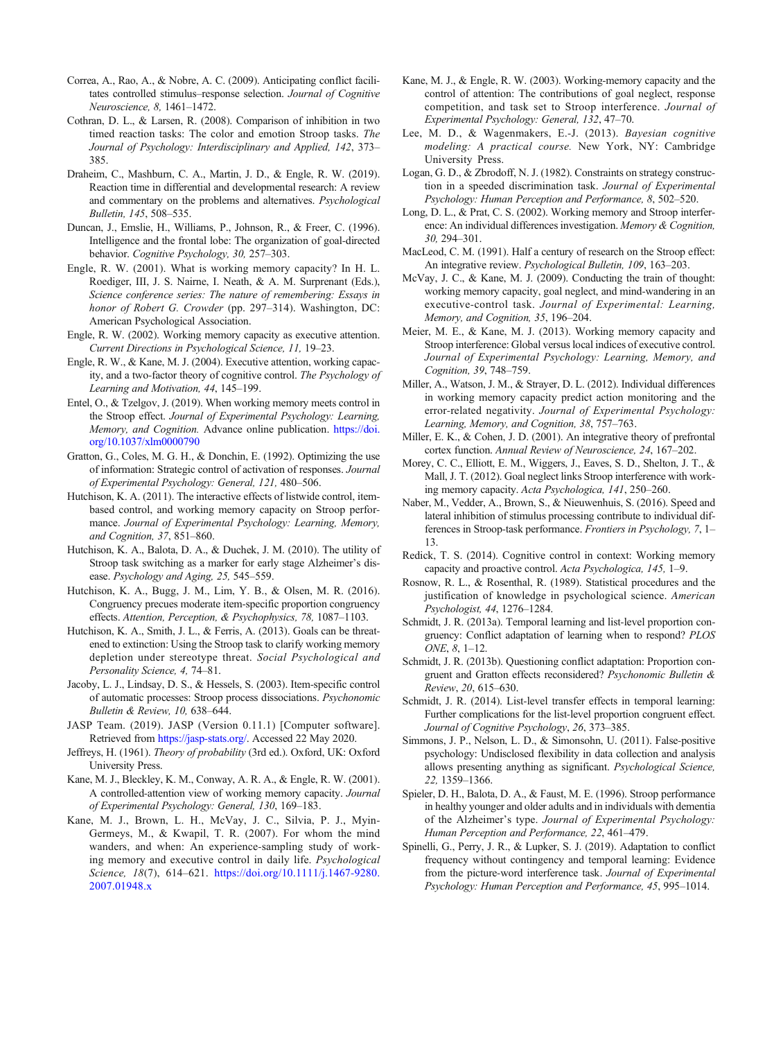Correa, A., Rao, A., & Nobre, A. C. (2009). Anticipating conflict facilitates controlled stimulus–response selection. *Journal of Cognitive Neuroscience, 8,* 1461–1472.

Cothran, D. L., & Larsen, R. (2008). Comparison of inhibition in two timed reaction tasks: The color and emotion Stroop tasks. *The Journal of Psychology: Interdisciplinary and Applied, 142*, 373–385.

Draheim, C., Mashburn, C. A., Martin, J. D., & Engle, R. W. (2019). Reaction time in differential and developmental research: A review and commentary on the problems and alternatives. *Psychological Bulletin, 145*, 508–535.

Duncan, J., Emslie, H., Williams, P., Johnson, R., & Freer, C. (1996). Intelligence and the frontal lobe: The organization of goal-directed behavior. *Cognitive Psychology, 30,* 257–303.

Engle, R. W. (2001). What is working memory capacity? In H. L. Roediger, III, J. S. Nairne, I. Neath, & A. M. Surprenant (Eds.), *Science conference series: The nature of remembering: Essays in honor of Robert G. Crowder* (pp. 297–314). Washington, DC: American Psychological Association.

Engle, R. W. (2002). Working memory capacity as executive attention. *Current Directions in Psychological Science, 11,* 19–23.

Engle, R. W., & Kane, M. J. (2004). Executive attention, working capacity, and a two-factor theory of cognitive control. *The Psychology of Learning and Motivation, 44*, 145–199.

Entel, O., & Tzelgov, J. (2019). When working memory meets control in the Stroop effect. *Journal of Experimental Psychology: Learning, Memory, and Cognition.* Advance online publication. https://doi.org/10.1037/xlm0000790

Gratton, G., Coles, M. G. H., & Donchin, E. (1992). Optimizing the use of information: Strategic control of activation of responses. *Journal of Experimental Psychology: General, 121,* 480–506.

Hutchison, K. A. (2011). The interactive effects of listwide control, item-based control, and working memory capacity on Stroop performance. *Journal of Experimental Psychology: Learning, Memory, and Cognition, 37*, 851–860.

Hutchison, K. A., Balota, D. A., & Duchek, J. M. (2010). The utility of Stroop task switching as a marker for early stage Alzheimer's disease. *Psychology and Aging, 25,* 545–559.

Hutchison, K. A., Bugg, J. M., Lim, Y. B., & Olsen, M. R. (2016). Congruency precues moderate item-specific proportion congruency effects. *Attention, Perception, & Psychophysics, 78,* 1087–1103.

Hutchison, K. A., Smith, J. L., & Ferris, A. (2013). Goals can be threatened to extinction: Using the Stroop task to clarify working memory depletion under stereotype threat. *Social Psychological and Personality Science, 4,* 74–81.

Jacoby, L. J., Lindsay, D. S., & Hessels, S. (2003). Item-specific control of automatic processes: Stroop process dissociations. *Psychonomic Bulletin & Review, 10,* 638–644.

JASP Team. (2019). JASP (Version 0.11.1) [Computer software]. Retrieved from https://jasp-stats.org/. Accessed 22 May 2020.

Jeffreys, H. (1961). *Theory of probability* (3rd ed.). Oxford, UK: Oxford University Press.

Kane, M. J., Bleckley, K. M., Conway, A. R. A., & Engle, R. W. (2001). A controlled-attention view of working memory capacity. *Journal of Experimental Psychology: General, 130*, 169–183.

Kane, M. J., Brown, L. H., McVay, J. C., Silvia, P. J., Myin-Germeys, M., & Kwapil, T. R. (2007). For whom the mind wanders, and when: An experience-sampling study of working memory and executive control in daily life. *Psychological Science, 18*(7), 614–621. https://doi.org/10.1111/j.1467-9280.2007.01948.x

Kane, M. J., & Engle, R. W. (2003). Working-memory capacity and the control of attention: The contributions of goal neglect, response competition, and task set to Stroop interference. *Journal of Experimental Psychology: General, 132*, 47–70.

Lee, M. D., & Wagenmakers, E.-J. (2013). *Bayesian cognitive modeling: A practical course.* New York, NY: Cambridge University Press.

Logan, G. D., & Zbrodoff, N. J. (1982). Constraints on strategy construction in a speeded discrimination task. *Journal of Experimental Psychology: Human Perception and Performance, 8*, 502–520.

Long, D. L., & Prat, C. S. (2002). Working memory and Stroop interference: An individual differences investigation. *Memory & Cognition, 30,* 294–301.

MacLeod, C. M. (1991). Half a century of research on the Stroop effect: An integrative review. *Psychological Bulletin, 109*, 163–203.

McVay, J. C., & Kane, M. J. (2009). Conducting the train of thought: working memory capacity, goal neglect, and mind-wandering in an executive-control task. *Journal of Experimental: Learning, Memory, and Cognition, 35*, 196–204.

Meier, M. E., & Kane, M. J. (2013). Working memory capacity and Stroop interference: Global versus local indices of executive control. *Journal of Experimental Psychology: Learning, Memory, and Cognition, 39*, 748–759.

Miller, A., Watson, J. M., & Strayer, D. L. (2012). Individual differences in working memory capacity predict action monitoring and the error-related negativity. *Journal of Experimental Psychology: Learning, Memory, and Cognition, 38*, 757–763.

Miller, E. K., & Cohen, J. D. (2001). An integrative theory of prefrontal cortex function. *Annual Review of Neuroscience, 24*, 167–202.

Morey, C. C., Elliott, E. M., Wiggers, J., Eaves, S. D., Shelton, J. T., & Mall, J. T. (2012). Goal neglect links Stroop interference with working memory capacity. *Acta Psychologica, 141*, 250–260.

Naber, M., Vedder, A., Brown, S., & Nieuwenhuis, S. (2016). Speed and lateral inhibition of stimulus processing contribute to individual differences in Stroop-task performance. *Frontiers in Psychology, 7*, 1–13.

Redick, T. S. (2014). Cognitive control in context: Working memory capacity and proactive control. *Acta Psychologica, 145,* 1–9.

Rosnow, R. L., & Rosenthal, R. (1989). Statistical procedures and the justification of knowledge in psychological science. *American Psychologist, 44*, 1276–1284.

Schmidt, J. R. (2013a). Temporal learning and list-level proportion congruency: Conflict adaptation of learning when to respond? *PLOS ONE*, *8*, 1–12.

Schmidt, J. R. (2013b). Questioning conflict adaptation: Proportion congruent and Gratton effects reconsidered? *Psychonomic Bulletin & Review*, *20*, 615–630.

Schmidt, J. R. (2014). List-level transfer effects in temporal learning: Further complications for the list-level proportion congruent effect. *Journal of Cognitive Psychology*, *26*, 373–385.

Simmons, J. P., Nelson, L. D., & Simonsohn, U. (2011). False-positive psychology: Undisclosed flexibility in data collection and analysis allows presenting anything as significant. *Psychological Science, 22,* 1359–1366.

Spieler, D. H., Balota, D. A., & Faust, M. E. (1996). Stroop performance in healthy younger and older adults and in individuals with dementia of the Alzheimer's type. *Journal of Experimental Psychology: Human Perception and Performance, 22*, 461–479.

Spinelli, G., Perry, J. R., & Lupker, S. J. (2019). Adaptation to conflict frequency without contingency and temporal learning: Evidence from the picture-word interference task. *Journal of Experimental Psychology: Human Perception and Performance, 45*, 995–1014.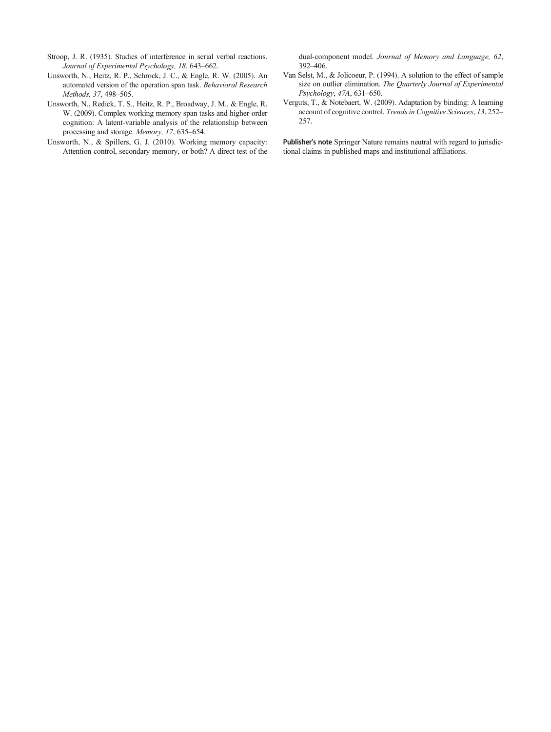Stroop, J. R. (1935). Studies of interference in serial verbal reactions. *Journal of Experimental Psychology, 18*, 643–662.

Unsworth, N., Heitz, R. P., Schrock, J. C., & Engle, R. W. (2005). An automated version of the operation span task. *Behavioral Research Methods, 37*, 498–505.

Unsworth, N., Redick, T. S., Heitz, R. P., Broadway, J. M., & Engle, R. W. (2009). Complex working memory span tasks and higher-order cognition: A latent-variable analysis of the relationship between processing and storage. *Memory, 17*, 635–654.

Unsworth, N., & Spillers, G. J. (2010). Working memory capacity: Attention control, secondary memory, or both? A direct test of the dual-component model. *Journal of Memory and Language, 62*, 392–406.

Van Selst, M., & Jolicoeur, P. (1994). A solution to the effect of sample size on outlier elimination. *The Quarterly Journal of Experimental Psychology*, *47A*, 631–650.

Verguts, T., & Notebaert, W. (2009). Adaptation by binding: A learning account of cognitive control. *Trends in Cognitive Sciences*, *13*, 252–257.

**Publisher's note** Springer Nature remains neutral with regard to jurisdictional claims in published maps and institutional affiliations.